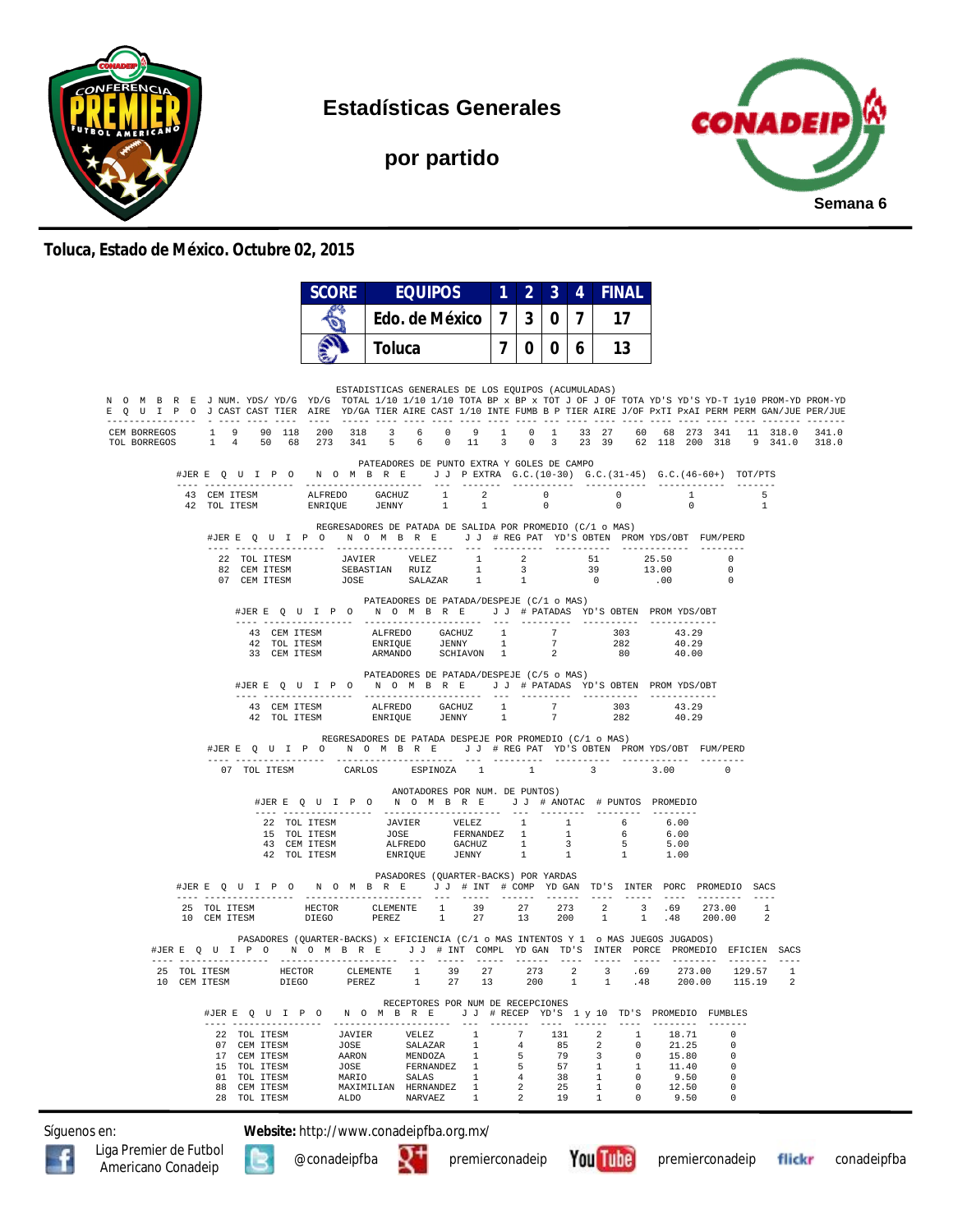# Estadísticas Generales

## por partido

Semana 6

**Toluca, Estado de México. Octubre 02, 2015**

| SCORE | EQUIPOS | 1 | 2 | 3 | 4 | FINAL |
|---|---|---|---|---|---|---|
| | Edo. de México | 7 | 3 | 0 | 7 | 17 |
| | Toluca | 7 | 0 | 0 | 6 | 13 |

### ESTADISTICAS GENERALES DE LOS EQUIPOS (ACUMULADAS)

| NOMBRE EQUIPO | J J | NUM. CAST | YDS/ CAST | YD/G TIER | YD/G AIRE | TOTAL YD/GA | 1/10 TIER | 1/10 AIRE | 1/10 CAST | TOTA 1/10 | BP x INTE | BP x FUMB | TOT B P | J OF TIER | J OF AIRE | TOTA J/OF | YD'S PxTI | YD'S PxAI | YD-T PERM | 1y10 PERM | PROM-YD GAN/JUE | PROM-YD PER/JUE |
|---|---|---|---|---|---|---|---|---|---|---|---|---|---|---|---|---|---|---|---|---|---|---|
| CEM BORREGOS | 1 | 9 | 90 | 118 | 200 | 318 | 3 | 6 | 0 | 9 | 1 | 0 | 1 | 33 | 27 | 60 | 68 | 273 | 341 | 11 | 318.0 | 341.0 |
| TOL BORREGOS | 1 | 4 | 50 | 68 | 273 | 341 | 5 | 6 | 0 | 11 | 3 | 0 | 3 | 23 | 39 | 62 | 118 | 200 | 318 | 9 | 341.0 | 318.0 |

### PATEADORES DE PUNTO EXTRA Y GOLES DE CAMPO

| #JER | EQUIPO | NOMBRE | | J J | P EXTRA | G.C.(10-30) | G.C.(31-45) | G.C.(46-60+) | TOT/PTS |
|---|---|---|---|---|---|---|---|---|---|
| 43 | CEM ITESM | ALFREDO | GACHUZ | 1 | 2 | 0 | 0 | 1 | 5 |
| 42 | TOL ITESM | ENRIQUE | JENNY | 1 | 1 | 0 | 0 | 0 | 1 |

### REGRESADORES DE PATADA DE SALIDA POR PROMEDIO (C/1 o MAS)

| #JER | EQUIPO | NOMBRE | | J J | # REG PAT | YD'S OBTEN | PROM YDS/OBT | FUM/PERD |
|---|---|---|---|---|---|---|---|---|
| 22 | TOL ITESM | JAVIER | VELEZ | 1 | 2 | 51 | 25.50 | 0 |
| 82 | CEM ITESM | SEBASTIAN | RUIZ | 1 | 3 | 39 | 13.00 | 0 |
| 07 | CEM ITESM | JOSE | SALAZAR | 1 | 1 | 0 | .00 | 0 |

### PATEADORES DE PATADA/DESPEJE (C/1 o MAS)

| #JER | EQUIPO | NOMBRE | | J J | # PATADAS | YD'S OBTEN | PROM YDS/OBT |
|---|---|---|---|---|---|---|---|
| 43 | CEM ITESM | ALFREDO | GACHUZ | 1 | 7 | 303 | 43.29 |
| 42 | TOL ITESM | ENRIQUE | JENNY | 1 | 7 | 282 | 40.29 |
| 33 | CEM ITESM | ARMANDO | SCHIAVON | 1 | 2 | 80 | 40.00 |

### PATEADORES DE PATADA/DESPEJE (C/5 o MAS)

| #JER | EQUIPO | NOMBRE | | J J | # PATADAS | YD'S OBTEN | PROM YDS/OBT |
|---|---|---|---|---|---|---|---|
| 43 | CEM ITESM | ALFREDO | GACHUZ | 1 | 7 | 303 | 43.29 |
| 42 | TOL ITESM | ENRIQUE | JENNY | 1 | 7 | 282 | 40.29 |

### REGRESADORES DE PATADA DESPEJE POR PROMEDIO (C/1 o MAS)

| #JER | EQUIPO | NOMBRE | | J J | # REG PAT | YD'S OBTEN | PROM YDS/OBT | FUM/PERD |
|---|---|---|---|---|---|---|---|---|
| 07 | TOL ITESM | CARLOS | ESPINOZA | 1 | 1 | 3 | 3.00 | 0 |

### ANOTADORES POR NUM. DE PUNTOS)

| #JER | EQUIPO | NOMBRE | | J J | # ANOTAC | # PUNTOS | PROMEDIO |
|---|---|---|---|---|---|---|---|
| 22 | TOL ITESM | JAVIER | VELEZ | 1 | 1 | 6 | 6.00 |
| 15 | TOL ITESM | JOSE | FERNANDEZ | 1 | 1 | 6 | 6.00 |
| 43 | CEM ITESM | ALFREDO | GACHUZ | 1 | 3 | 5 | 5.00 |
| 42 | TOL ITESM | ENRIQUE | JENNY | 1 | 1 | 1 | 1.00 |

### PASADORES (QUARTER-BACKS) POR YARDAS

| #JER | EQUIPO | NOMBRE | | J J | # INT | # COMP | YD GAN | TD'S | INTER | PORC | PROMEDIO | SACS |
|---|---|---|---|---|---|---|---|---|---|---|---|---|
| 25 | TOL ITESM | HECTOR | CLEMENTE | 1 | 39 | 27 | 273 | 2 | 3 | .69 | 273.00 | 1 |
| 10 | CEM ITESM | DIEGO | PEREZ | 1 | 27 | 13 | 200 | 1 | 1 | .48 | 200.00 | 2 |

### PASADORES (QUARTER-BACKS) x EFICIENCIA (C/1 o MAS INTENTOS Y 1 o MAS JUEGOS JUGADOS)

| #JER | EQUIPO | NOMBRE | | J J | # INT | COMPL | YD GAN | TD'S | INTER | PORCE | PROMEDIO | EFICIEN | SACS |
|---|---|---|---|---|---|---|---|---|---|---|---|---|---|
| 25 | TOL ITESM | HECTOR | CLEMENTE | 1 | 39 | 27 | 273 | 2 | 3 | .69 | 273.00 | 129.57 | 1 |
| 10 | CEM ITESM | DIEGO | PEREZ | 1 | 27 | 13 | 200 | 1 | 1 | .48 | 200.00 | 115.19 | 2 |

### RECEPTORES POR NUM DE RECEPCIONES

| #JER | EQUIPO | NOMBRE | | J J | # RECEP | YD'S | 1 y 10 | TD'S | PROMEDIO | FUMBLES |
|---|---|---|---|---|---|---|---|---|---|---|
| 22 | TOL ITESM | JAVIER | VELEZ | 1 | 7 | 131 | 2 | 1 | 18.71 | 0 |
| 07 | CEM ITESM | JOSE | SALAZAR | 1 | 4 | 85 | 2 | 0 | 21.25 | 0 |
| 17 | CEM ITESM | AARON | MENDOZA | 1 | 5 | 79 | 3 | 0 | 15.80 | 0 |
| 15 | TOL ITESM | JOSE | FERNANDEZ | 1 | 5 | 57 | 1 | 1 | 11.40 | 0 |
| 01 | TOL ITESM | MARIO | SALAS | 1 | 4 | 38 | 1 | 0 | 9.50 | 0 |
| 88 | CEM ITESM | MAXIMILIAN | HERNANDEZ | 1 | 2 | 25 | 1 | 0 | 12.50 | 0 |
| 28 | TOL ITESM | ALDO | NARVAEZ | 1 | 2 | 19 | 1 | 0 | 9.50 | 0 |

Síguenos en: Liga Premier de Futbol Americano Conadeip · @conadeipfba · premierconadeip · premierconadeip · conadeipfba

**Website:** http://www.conadeipfba.org.mx/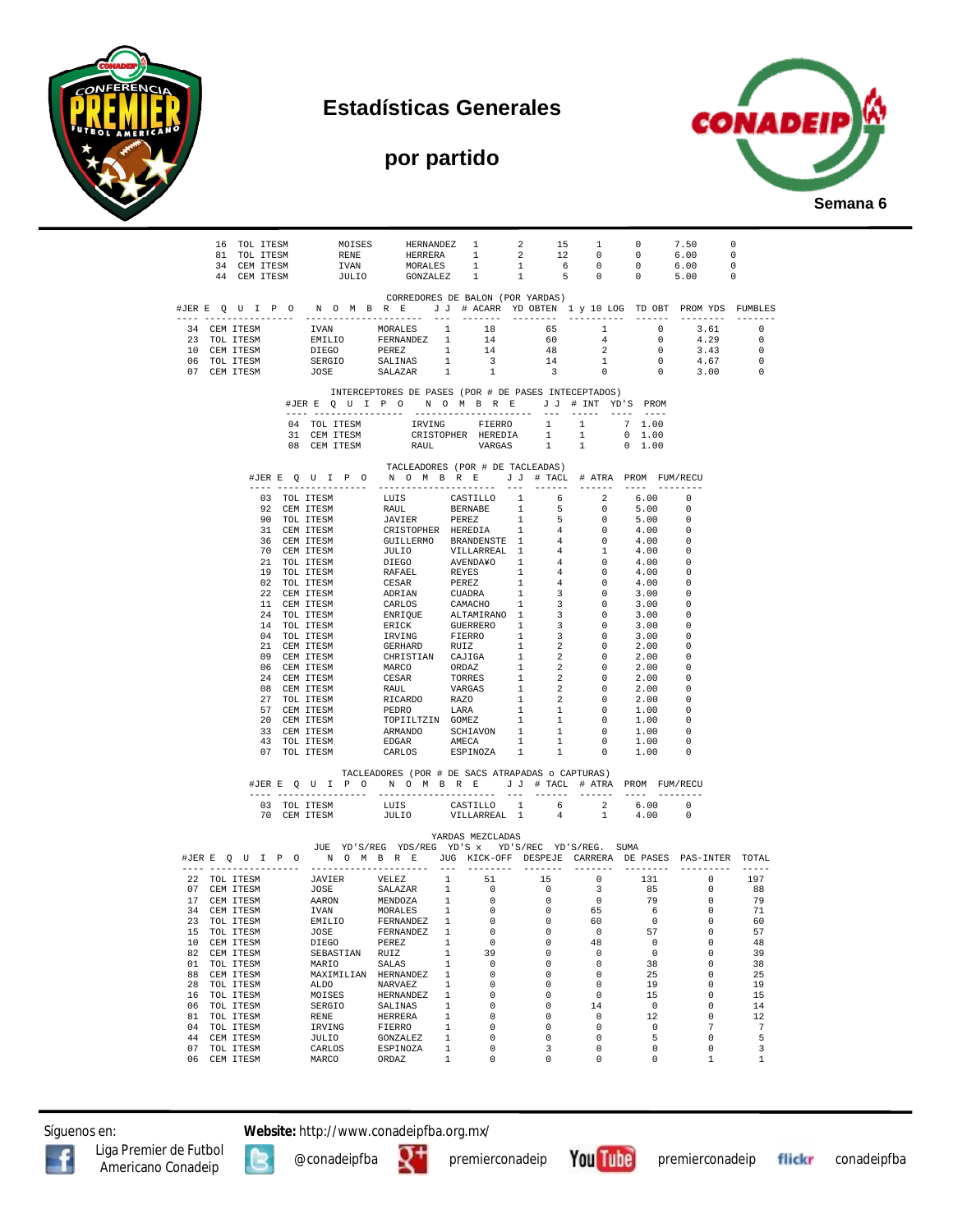# Estadísticas Generales

## por partido

Semana 6

| | | | | | | | | | | | |
|---|---|---|---|---|---|---|---|---|---|---|---|
| 16 | TOL ITESM | MOISES | HERNANDEZ | 1 | 2 | 15 | 1 | 0 | 7.50 | 0 |
| 81 | TOL ITESM | RENE | HERRERA | 1 | 2 | 12 | 0 | 0 | 6.00 | 0 |
| 34 | CEM ITESM | IVAN | MORALES | 1 | 1 | 6 | 0 | 0 | 6.00 | 0 |
| 44 | CEM ITESM | JULIO | GONZALEZ | 1 | 1 | 5 | 0 | 0 | 5.00 | 0 |

CORREDORES DE BALON (POR YARDAS)

| #JER | E Q U I P O | N O M B R E | | J J | # ACARR | YD OBTEN | 1 y 10 LOG | TD OBT | PROM YDS | FUMBLES |
|---|---|---|---|---|---|---|---|---|---|---|
| 34 | CEM ITESM | IVAN | MORALES | 1 | 18 | 65 | 1 | 0 | 3.61 | 0 |
| 23 | TOL ITESM | EMILIO | FERNANDEZ | 1 | 14 | 60 | 4 | 0 | 4.29 | 0 |
| 10 | CEM ITESM | DIEGO | PEREZ | 1 | 14 | 48 | 2 | 0 | 3.43 | 0 |
| 06 | TOL ITESM | SERGIO | SALINAS | 1 | 3 | 14 | 1 | 0 | 4.67 | 0 |
| 07 | CEM ITESM | JOSE | SALAZAR | 1 | 1 | 3 | 0 | 0 | 3.00 | 0 |

INTERCEPTORES DE PASES (POR # DE PASES INTERCEPTADOS)

| #JER | E Q U I P O | N O M B R E | | J J | # INT | YD'S | PROM |
|---|---|---|---|---|---|---|---|
| 04 | TOL ITESM | IRVING | FIERRO | 1 | 1 | 7 | 1.00 |
| 31 | CEM ITESM | CRISTOPHER | HEREDIA | 1 | 1 | 0 | 1.00 |
| 08 | CEM ITESM | RAUL | VARGAS | 1 | 1 | 0 | 1.00 |

TACLEADORES (POR # DE TACLEADAS)

| #JER | E Q U I P O | N O M B R E | | J J | # TACL | # ATRA | PROM | FUM/RECU |
|---|---|---|---|---|---|---|---|---|
| 03 | TOL ITESM | LUIS | CASTILLO | 1 | 6 | 2 | 6.00 | 0 |
| 92 | CEM ITESM | RAUL | BERNABE | 1 | 5 | 0 | 5.00 | 0 |
| 90 | TOL ITESM | JAVIER | PEREZ | 1 | 5 | 0 | 5.00 | 0 |
| 31 | CEM ITESM | CRISTOPHER | HEREDIA | 1 | 4 | 0 | 4.00 | 0 |
| 36 | CEM ITESM | GUILLERMO | BRANDENSTE | 1 | 4 | 0 | 4.00 | 0 |
| 70 | CEM ITESM | JULIO | VILLARREAL | 1 | 4 | 1 | 4.00 | 0 |
| 21 | TOL ITESM | DIEGO | AVENDA¥O | 1 | 4 | 0 | 4.00 | 0 |
| 19 | TOL ITESM | RAFAEL | REYES | 1 | 4 | 0 | 4.00 | 0 |
| 02 | TOL ITESM | CESAR | PEREZ | 1 | 4 | 0 | 4.00 | 0 |
| 22 | CEM ITESM | ADRIAN | CUADRA | 1 | 3 | 0 | 3.00 | 0 |
| 11 | CEM ITESM | CARLOS | CAMACHO | 1 | 3 | 0 | 3.00 | 0 |
| 24 | TOL ITESM | ENRIQUE | ALTAMIRANO | 1 | 3 | 0 | 3.00 | 0 |
| 14 | TOL ITESM | ERICK | GUERRERO | 1 | 3 | 0 | 3.00 | 0 |
| 04 | TOL ITESM | IRVING | FIERRO | 1 | 3 | 0 | 3.00 | 0 |
| 21 | CEM ITESM | GERHARD | RUIZ | 1 | 2 | 0 | 2.00 | 0 |
| 09 | CEM ITESM | CHRISTIAN | CAJIGA | 1 | 2 | 0 | 2.00 | 0 |
| 06 | CEM ITESM | MARCO | ORDAZ | 1 | 2 | 0 | 2.00 | 0 |
| 24 | CEM ITESM | CESAR | TORRES | 1 | 2 | 0 | 2.00 | 0 |
| 08 | CEM ITESM | RAUL | VARGAS | 1 | 2 | 0 | 2.00 | 0 |
| 27 | TOL ITESM | RICARDO | RAZO | 1 | 2 | 0 | 2.00 | 0 |
| 57 | CEM ITESM | PEDRO | LARA | 1 | 1 | 0 | 1.00 | 0 |
| 20 | CEM ITESM | TOPIILTZIN | GOMEZ | 1 | 1 | 0 | 1.00 | 0 |
| 33 | CEM ITESM | ARMANDO | SCHIAVON | 1 | 1 | 0 | 1.00 | 0 |
| 43 | TOL ITESM | EDGAR | AMECA | 1 | 1 | 0 | 1.00 | 0 |
| 07 | TOL ITESM | CARLOS | ESPINOZA | 1 | 1 | 0 | 1.00 | 0 |

TACLEADORES (POR # DE SACS ATRAPADAS o CAPTURAS)

| #JER | E Q U I P O | N O M B R E | | J J | # TACL | # ATRA | PROM | FUM/RECU |
|---|---|---|---|---|---|---|---|---|
| 03 | TOL ITESM | LUIS | CASTILLO | 1 | 6 | 2 | 6.00 | 0 |
| 70 | CEM ITESM | JULIO | VILLARREAL | 1 | 4 | 1 | 4.00 | 0 |

YARDAS MEZCLADAS

| #JER | E Q U I P O | N O M B R E | | JUE JUG | YD'S/REG KICK-OFF | YDS/REG DESPEJE | YD'S x CARRERA | YD'S/REC DE PASES | YD'S/REG. PAS-INTER | SUMA TOTAL |
|---|---|---|---|---|---|---|---|---|---|---|
| 22 | TOL ITESM | JAVIER | VELEZ | 1 | 51 | 15 | 0 | 131 | 0 | 197 |
| 07 | CEM ITESM | JOSE | SALAZAR | 1 | 0 | 0 | 3 | 85 | 0 | 88 |
| 17 | CEM ITESM | AARON | MENDOZA | 1 | 0 | 0 | 0 | 79 | 0 | 79 |
| 34 | CEM ITESM | IVAN | MORALES | 1 | 0 | 0 | 65 | 6 | 0 | 71 |
| 23 | TOL ITESM | EMILIO | FERNANDEZ | 1 | 0 | 0 | 60 | 0 | 0 | 60 |
| 15 | TOL ITESM | JOSE | FERNANDEZ | 1 | 0 | 0 | 0 | 57 | 0 | 57 |
| 10 | CEM ITESM | DIEGO | PEREZ | 1 | 0 | 0 | 48 | 0 | 0 | 48 |
| 82 | CEM ITESM | SEBASTIAN | RUIZ | 1 | 39 | 0 | 0 | 0 | 0 | 39 |
| 01 | TOL ITESM | MARIO | SALAS | 1 | 0 | 0 | 0 | 38 | 0 | 38 |
| 88 | CEM ITESM | MAXIMILIAN | HERNANDEZ | 1 | 0 | 0 | 0 | 25 | 0 | 25 |
| 28 | TOL ITESM | ALDO | NARVAEZ | 1 | 0 | 0 | 0 | 19 | 0 | 19 |
| 16 | TOL ITESM | MOISES | HERNANDEZ | 1 | 0 | 0 | 0 | 15 | 0 | 15 |
| 06 | TOL ITESM | SERGIO | SALINAS | 1 | 0 | 0 | 14 | 0 | 0 | 14 |
| 81 | TOL ITESM | RENE | HERRERA | 1 | 0 | 0 | 0 | 12 | 0 | 12 |
| 04 | TOL ITESM | IRVING | FIERRO | 1 | 0 | 0 | 0 | 0 | 7 | 7 |
| 44 | CEM ITESM | JULIO | GONZALEZ | 1 | 0 | 0 | 0 | 5 | 0 | 5 |
| 07 | TOL ITESM | CARLOS | ESPINOZA | 1 | 0 | 3 | 0 | 0 | 0 | 3 |
| 06 | CEM ITESM | MARCO | ORDAZ | 1 | 0 | 0 | 0 | 0 | 1 | 1 |

Síguenos en: **Website:** http://www.conadeipfba.org.mx/

Liga Premier de Futbol Americano Conadeip @conadeipfba premierconadeip premierconadeip conadeipfba